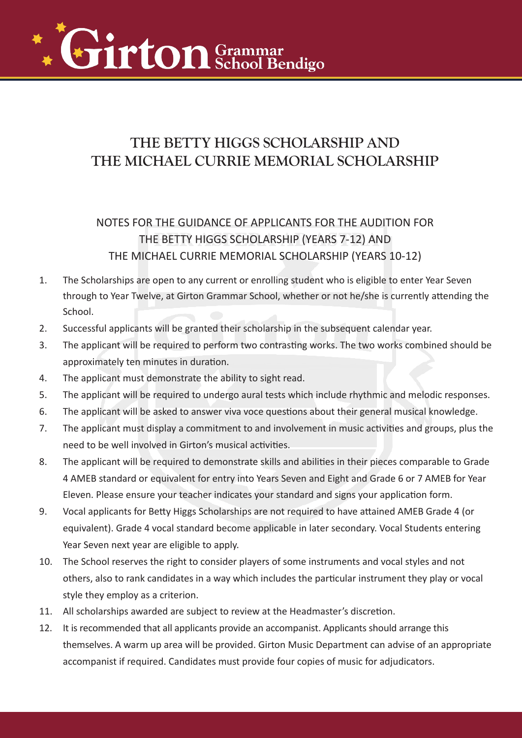# Girton Grammar School Bendigo

## THE BETTY HIGGS SCHOLARSHIP AND THE MICHAEL CURRIE MEMORIAL SCHOLARSHIP

### NOTES FOR THE GUIDANCE OF APPLICANTS FOR THE AUDITION FOR THE BETTY HIGGS SCHOLARSHIP (YEARS 7-12) AND THE MICHAEL CURRIE MEMORIAL SCHOLARSHIP (YEARS 10-12)

1. The Scholarships are open to any current or enrolling student who is eligible to enter Year Seven through to Year Twelve, at Girton Grammar School, whether or not he/she is currently attending the School.
2. Successful applicants will be granted their scholarship in the subsequent calendar year.
3. The applicant will be required to perform two contrasting works. The two works combined should be approximately ten minutes in duration.
4. The applicant must demonstrate the ability to sight read.
5. The applicant will be required to undergo aural tests which include rhythmic and melodic responses.
6. The applicant will be asked to answer viva voce questions about their general musical knowledge.
7. The applicant must display a commitment to and involvement in music activities and groups, plus the need to be well involved in Girton's musical activities.
8. The applicant will be required to demonstrate skills and abilities in their pieces comparable to Grade 4 AMEB standard or equivalent for entry into Years Seven and Eight and Grade 6 or 7 AMEB for Year Eleven. Please ensure your teacher indicates your standard and signs your application form.
9. Vocal applicants for Betty Higgs Scholarships are not required to have attained AMEB Grade 4 (or equivalent). Grade 4 vocal standard become applicable in later secondary. Vocal Students entering Year Seven next year are eligible to apply.
10. The School reserves the right to consider players of some instruments and vocal styles and not others, also to rank candidates in a way which includes the particular instrument they play or vocal style they employ as a criterion.
11. All scholarships awarded are subject to review at the Headmaster's discretion.
12. It is recommended that all applicants provide an accompanist. Applicants should arrange this themselves. A warm up area will be provided. Girton Music Department can advise of an appropriate accompanist if required. Candidates must provide four copies of music for adjudicators.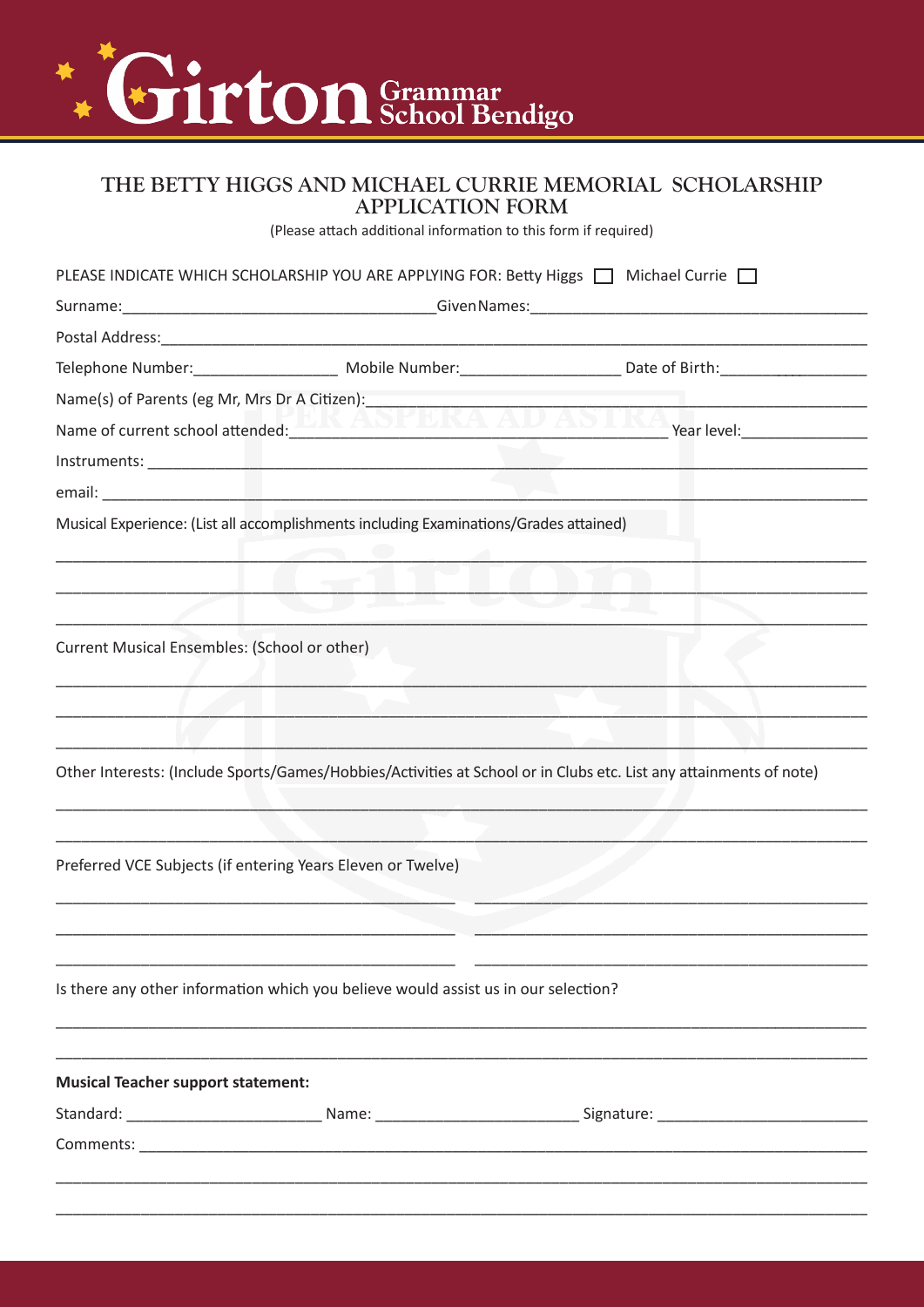Girton Grammar School Bendigo

# THE BETTY HIGGS AND MICHAEL CURRIE MEMORIAL SCHOLARSHIP APPLICATION FORM

(Please attach additional information to this form if required)

PLEASE INDICATE WHICH SCHOLARSHIP YOU ARE APPLYING FOR: Betty Higgs ☐ Michael Currie ☐

Surname:_________________________ Given Names:_________________________

Postal Address:_________________________

Telephone Number:_______________ Mobile Number:_______________ Date of Birth:_______________

Name(s) of Parents (eg Mr, Mrs Dr A Citizen):_________________________

Name of current school attended:_________________________ Year level:_______________

Instruments: _________________________

email: _________________________

Musical Experience: (List all accomplishments including Examinations/Grades attained)

_________________________

_________________________

_________________________

Current Musical Ensembles: (School or other)

_________________________

_________________________

_________________________

Other Interests: (Include Sports/Games/Hobbies/Activities at School or in Clubs etc. List any attainments of note)

_________________________

_________________________

Preferred VCE Subjects (if entering Years Eleven or Twelve)

_______________ _______________

_______________ _______________

_______________ _______________

Is there any other information which you believe would assist us in our selection?

_________________________

_________________________

**Musical Teacher support statement:**

Standard: _______________ Name: _______________ Signature: _______________

Comments: _________________________

_________________________

_________________________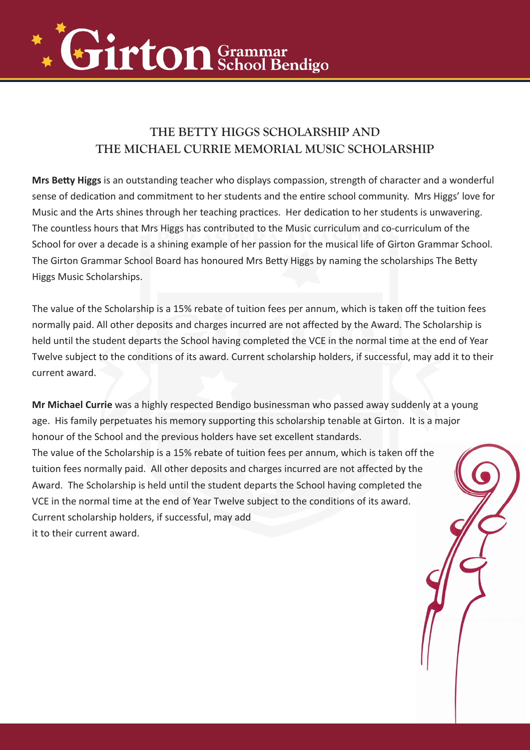## THE BETTY HIGGS SCHOLARSHIP AND THE MICHAEL CURRIE MEMORIAL MUSIC SCHOLARSHIP

**Mrs Betty Higgs** is an outstanding teacher who displays compassion, strength of character and a wonderful sense of dedication and commitment to her students and the entire school community. Mrs Higgs' love for Music and the Arts shines through her teaching practices. Her dedication to her students is unwavering. The countless hours that Mrs Higgs has contributed to the Music curriculum and co-curriculum of the School for over a decade is a shining example of her passion for the musical life of Girton Grammar School. The Girton Grammar School Board has honoured Mrs Betty Higgs by naming the scholarships The Betty Higgs Music Scholarships.

The value of the Scholarship is a 15% rebate of tuition fees per annum, which is taken off the tuition fees normally paid. All other deposits and charges incurred are not affected by the Award. The Scholarship is held until the student departs the School having completed the VCE in the normal time at the end of Year Twelve subject to the conditions of its award. Current scholarship holders, if successful, may add it to their current award.

**Mr Michael Currie** was a highly respected Bendigo businessman who passed away suddenly at a young age. His family perpetuates his memory supporting this scholarship tenable at Girton. It is a major honour of the School and the previous holders have set excellent standards.

The value of the Scholarship is a 15% rebate of tuition fees per annum, which is taken off the tuition fees normally paid. All other deposits and charges incurred are not affected by the Award. The Scholarship is held until the student departs the School having completed the VCE in the normal time at the end of Year Twelve subject to the conditions of its award. Current scholarship holders, if successful, may add it to their current award.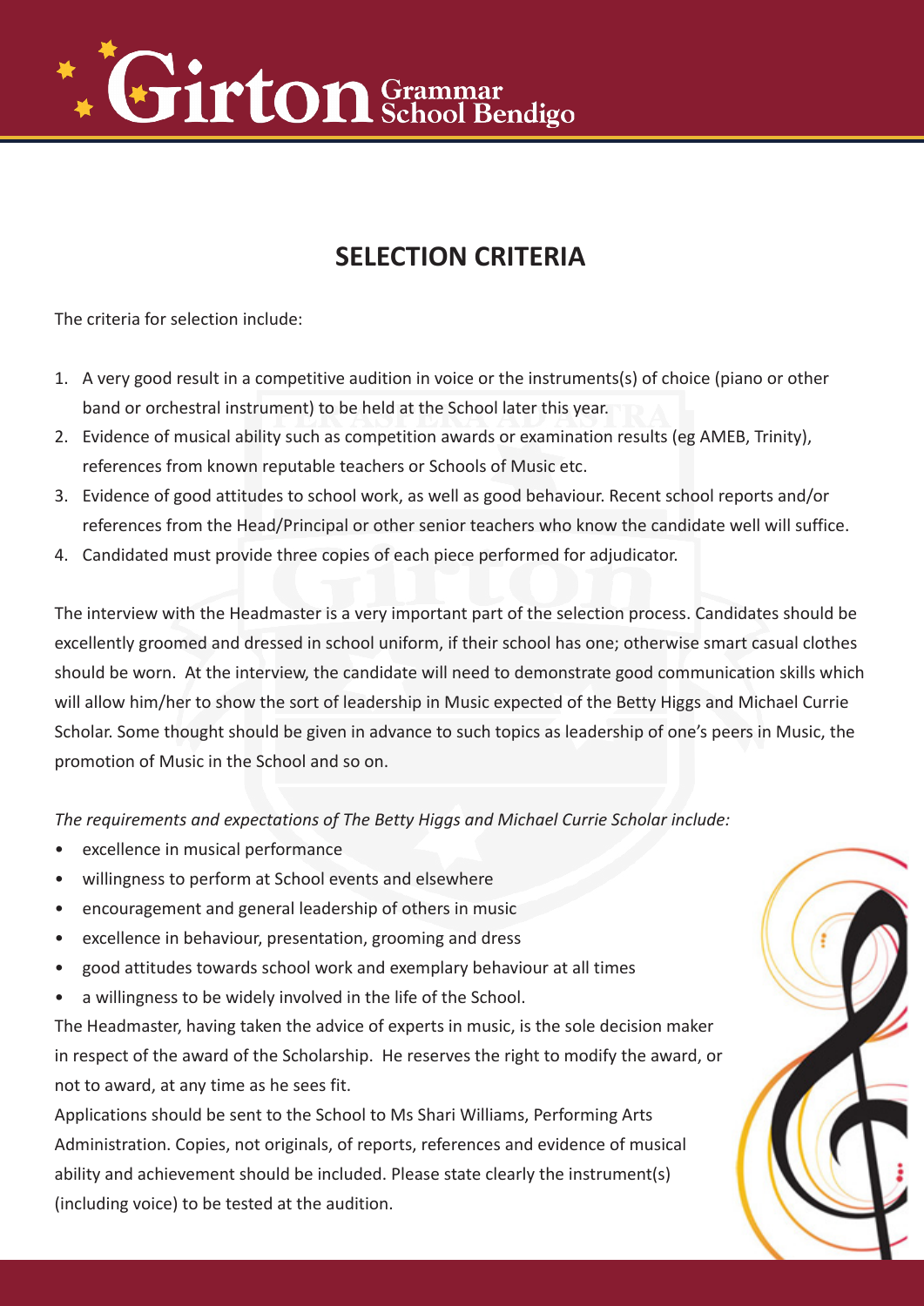## SELECTION CRITERIA

The criteria for selection include:

1. A very good result in a competitive audition in voice or the instruments(s) of choice (piano or other band or orchestral instrument) to be held at the School later this year.
2. Evidence of musical ability such as competition awards or examination results (eg AMEB, Trinity), references from known reputable teachers or Schools of Music etc.
3. Evidence of good attitudes to school work, as well as good behaviour. Recent school reports and/or references from the Head/Principal or other senior teachers who know the candidate well will suffice.
4. Candidated must provide three copies of each piece performed for adjudicator.

The interview with the Headmaster is a very important part of the selection process. Candidates should be excellently groomed and dressed in school uniform, if their school has one; otherwise smart casual clothes should be worn. At the interview, the candidate will need to demonstrate good communication skills which will allow him/her to show the sort of leadership in Music expected of the Betty Higgs and Michael Currie Scholar. Some thought should be given in advance to such topics as leadership of one's peers in Music, the promotion of Music in the School and so on.

*The requirements and expectations of The Betty Higgs and Michael Currie Scholar include:*

- excellence in musical performance
- willingness to perform at School events and elsewhere
- encouragement and general leadership of others in music
- excellence in behaviour, presentation, grooming and dress
- good attitudes towards school work and exemplary behaviour at all times
- a willingness to be widely involved in the life of the School.

The Headmaster, having taken the advice of experts in music, is the sole decision maker in respect of the award of the Scholarship. He reserves the right to modify the award, or not to award, at any time as he sees fit.

Applications should be sent to the School to Ms Shari Williams, Performing Arts Administration. Copies, not originals, of reports, references and evidence of musical ability and achievement should be included. Please state clearly the instrument(s) (including voice) to be tested at the audition.